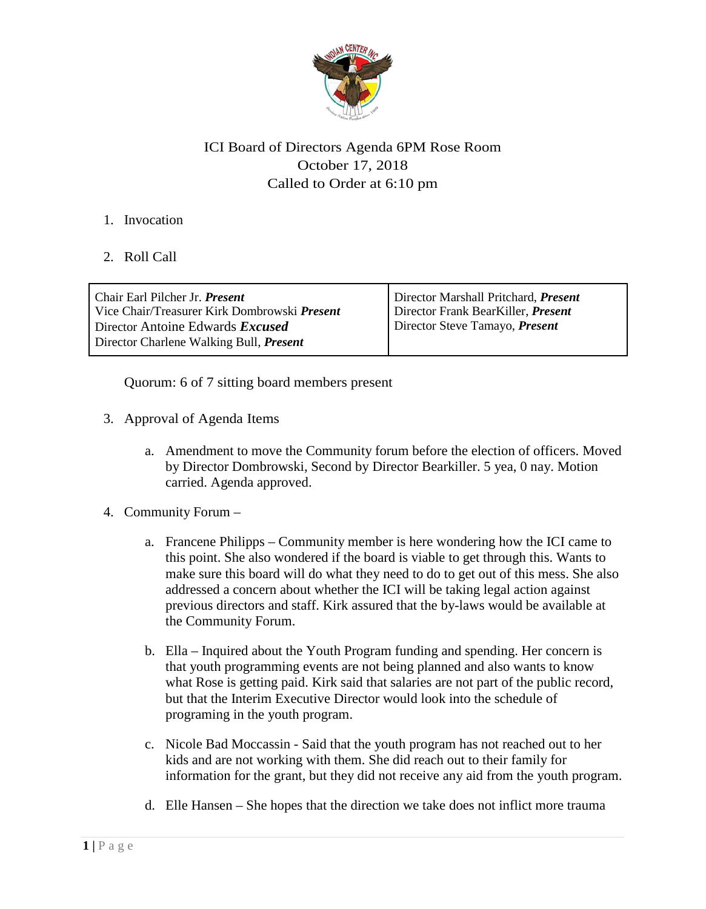# ICI Board of Directors Agenda 6PM Rose Room
October 17, 2018
Called to Order at 6:10 pm

1. Invocation

2. Roll Call

| | |
|---|---|
| Chair Earl Pilcher Jr. ***Present*** | Director Marshall Pritchard, ***Present*** |
| Vice Chair/Treasurer Kirk Dombrowski ***Present*** | Director Frank BearKiller, ***Present*** |
| Director Antoine Edwards ***Excused*** | Director Steve Tamayo, ***Present*** |
| Director Charlene Walking Bull, ***Present*** | |

Quorum: 6 of 7 sitting board members present

3. Approval of Agenda Items

   a. Amendment to move the Community forum before the election of officers. Moved by Director Dombrowski, Second by Director Bearkiller. 5 yea, 0 nay. Motion carried. Agenda approved.

4. Community Forum –

   a. Francene Philipps – Community member is here wondering how the ICI came to this point. She also wondered if the board is viable to get through this. Wants to make sure this board will do what they need to do to get out of this mess. She also addressed a concern about whether the ICI will be taking legal action against previous directors and staff. Kirk assured that the by-laws would be available at the Community Forum.

   b. Ella – Inquired about the Youth Program funding and spending. Her concern is that youth programming events are not being planned and also wants to know what Rose is getting paid. Kirk said that salaries are not part of the public record, but that the Interim Executive Director would look into the schedule of programing in the youth program.

   c. Nicole Bad Moccassin - Said that the youth program has not reached out to her kids and are not working with them. She did reach out to their family for information for the grant, but they did not receive any aid from the youth program.

   d. Elle Hansen – She hopes that the direction we take does not inflict more trauma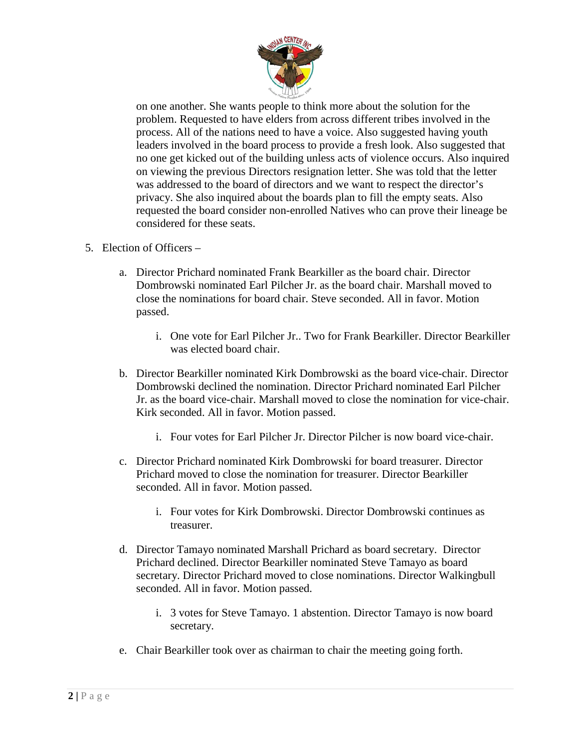on one another. She wants people to think more about the solution for the problem. Requested to have elders from across different tribes involved in the process. All of the nations need to have a voice. Also suggested having youth leaders involved in the board process to provide a fresh look. Also suggested that no one get kicked out of the building unless acts of violence occurs. Also inquired on viewing the previous Directors resignation letter. She was told that the letter was addressed to the board of directors and we want to respect the director's privacy. She also inquired about the boards plan to fill the empty seats. Also requested the board consider non-enrolled Natives who can prove their lineage be considered for these seats.

5. Election of Officers –

   a. Director Prichard nominated Frank Bearkiller as the board chair. Director Dombrowski nominated Earl Pilcher Jr. as the board chair. Marshall moved to close the nominations for board chair. Steve seconded. All in favor. Motion passed.

      i. One vote for Earl Pilcher Jr.. Two for Frank Bearkiller. Director Bearkiller was elected board chair.

   b. Director Bearkiller nominated Kirk Dombrowski as the board vice-chair. Director Dombrowski declined the nomination. Director Prichard nominated Earl Pilcher Jr. as the board vice-chair. Marshall moved to close the nomination for vice-chair. Kirk seconded. All in favor. Motion passed.

      i. Four votes for Earl Pilcher Jr. Director Pilcher is now board vice-chair.

   c. Director Prichard nominated Kirk Dombrowski for board treasurer. Director Prichard moved to close the nomination for treasurer. Director Bearkiller seconded. All in favor. Motion passed.

      i. Four votes for Kirk Dombrowski. Director Dombrowski continues as treasurer.

   d. Director Tamayo nominated Marshall Prichard as board secretary. Director Prichard declined. Director Bearkiller nominated Steve Tamayo as board secretary. Director Prichard moved to close nominations. Director Walkingbull seconded. All in favor. Motion passed.

      i. 3 votes for Steve Tamayo. 1 abstention. Director Tamayo is now board secretary.

   e. Chair Bearkiller took over as chairman to chair the meeting going forth.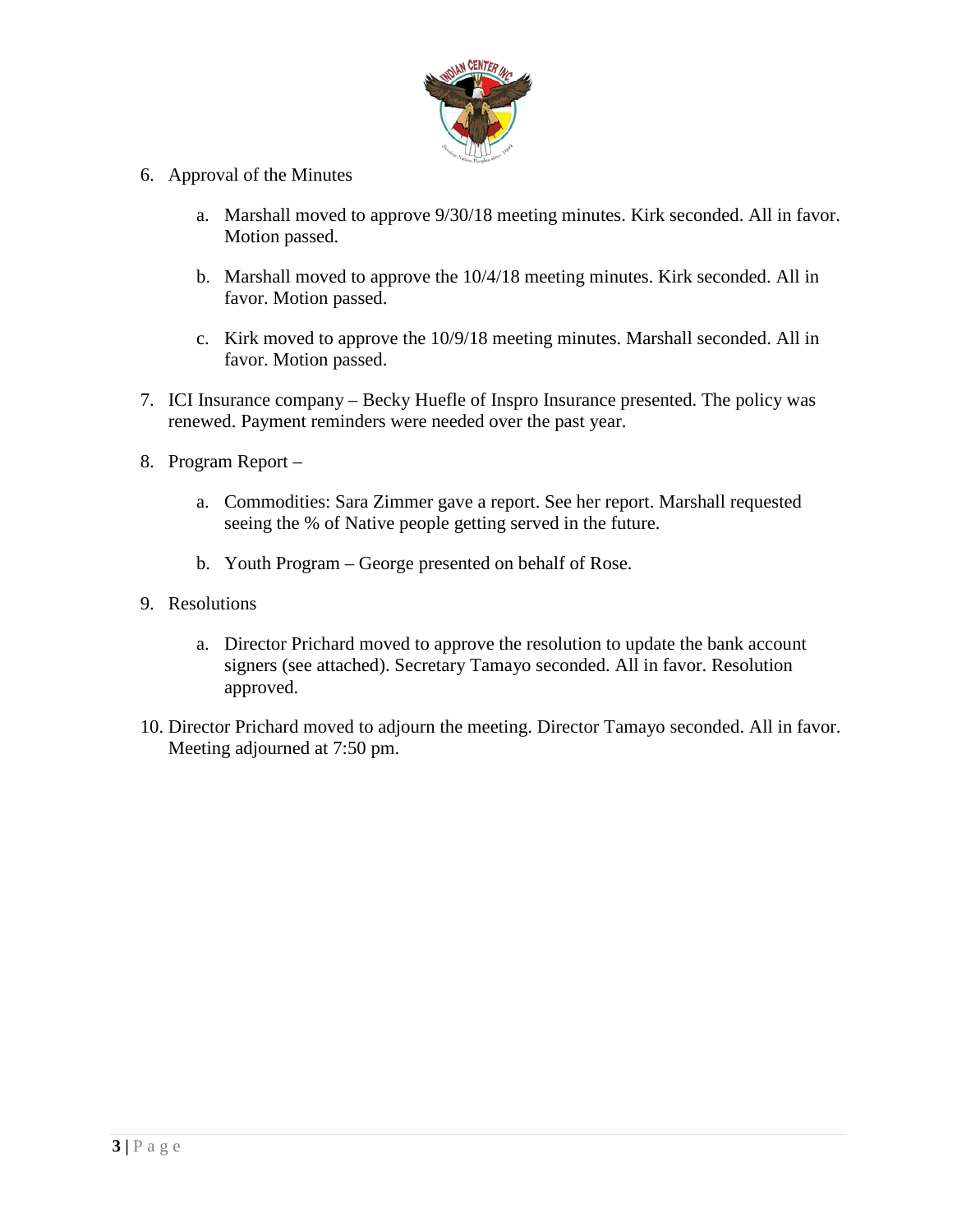6. Approval of the Minutes

   a. Marshall moved to approve 9/30/18 meeting minutes. Kirk seconded. All in favor. Motion passed.

   b. Marshall moved to approve the 10/4/18 meeting minutes. Kirk seconded. All in favor. Motion passed.

   c. Kirk moved to approve the 10/9/18 meeting minutes. Marshall seconded. All in favor. Motion passed.

7. ICI Insurance company – Becky Huefle of Inspro Insurance presented. The policy was renewed. Payment reminders were needed over the past year.

8. Program Report –

   a. Commodities: Sara Zimmer gave a report. See her report. Marshall requested seeing the % of Native people getting served in the future.

   b. Youth Program – George presented on behalf of Rose.

9. Resolutions

   a. Director Prichard moved to approve the resolution to update the bank account signers (see attached). Secretary Tamayo seconded. All in favor. Resolution approved.

10. Director Prichard moved to adjourn the meeting. Director Tamayo seconded. All in favor. Meeting adjourned at 7:50 pm.